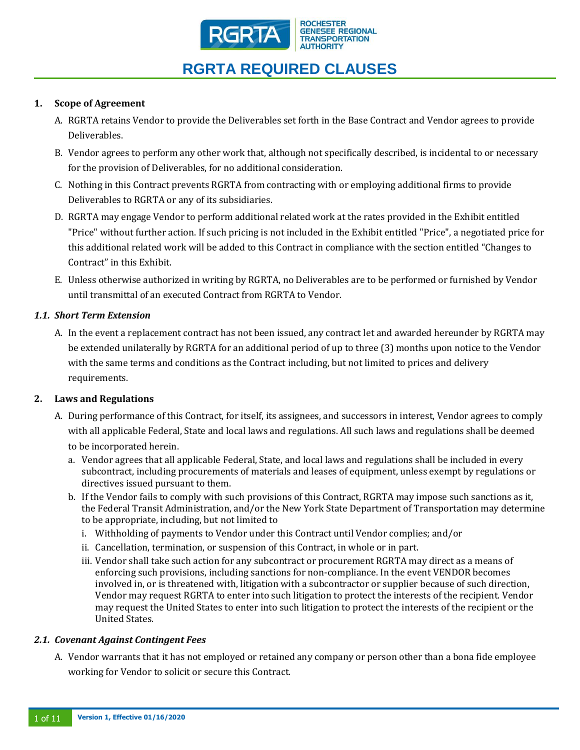# RGRTA REQUIRED CLAUSES

**1. Scope of Agreement**

A. RGRTA retains Vendor to provide the Deliverables set forth in the Base Contract and Vendor agrees to provide Deliverables.

B. Vendor agrees to perform any other work that, although not specifically described, is incidental to or necessary for the provision of Deliverables, for no additional consideration.

C. Nothing in this Contract prevents RGRTA from contracting with or employing additional firms to provide Deliverables to RGRTA or any of its subsidiaries.

D. RGRTA may engage Vendor to perform additional related work at the rates provided in the Exhibit entitled "Price" without further action. If such pricing is not included in the Exhibit entitled "Price", a negotiated price for this additional related work will be added to this Contract in compliance with the section entitled "Changes to Contract" in this Exhibit.

E. Unless otherwise authorized in writing by RGRTA, no Deliverables are to be performed or furnished by Vendor until transmittal of an executed Contract from RGRTA to Vendor.

***1.1. Short Term Extension***

A. In the event a replacement contract has not been issued, any contract let and awarded hereunder by RGRTA may be extended unilaterally by RGRTA for an additional period of up to three (3) months upon notice to the Vendor with the same terms and conditions as the Contract including, but not limited to prices and delivery requirements.

**2. Laws and Regulations**

A. During performance of this Contract, for itself, its assignees, and successors in interest, Vendor agrees to comply with all applicable Federal, State and local laws and regulations. All such laws and regulations shall be deemed to be incorporated herein.

   a. Vendor agrees that all applicable Federal, State, and local laws and regulations shall be included in every subcontract, including procurements of materials and leases of equipment, unless exempt by regulations or directives issued pursuant to them.

   b. If the Vendor fails to comply with such provisions of this Contract, RGRTA may impose such sanctions as it, the Federal Transit Administration, and/or the New York State Department of Transportation may determine to be appropriate, including, but not limited to

      i. Withholding of payments to Vendor under this Contract until Vendor complies; and/or

      ii. Cancellation, termination, or suspension of this Contract, in whole or in part.

      iii. Vendor shall take such action for any subcontract or procurement RGRTA may direct as a means of enforcing such provisions, including sanctions for non-compliance. In the event VENDOR becomes involved in, or is threatened with, litigation with a subcontractor or supplier because of such direction, Vendor may request RGRTA to enter into such litigation to protect the interests of the recipient. Vendor may request the United States to enter into such litigation to protect the interests of the recipient or the United States.

***2.1. Covenant Against Contingent Fees***

A. Vendor warrants that it has not employed or retained any company or person other than a bona fide employee working for Vendor to solicit or secure this Contract.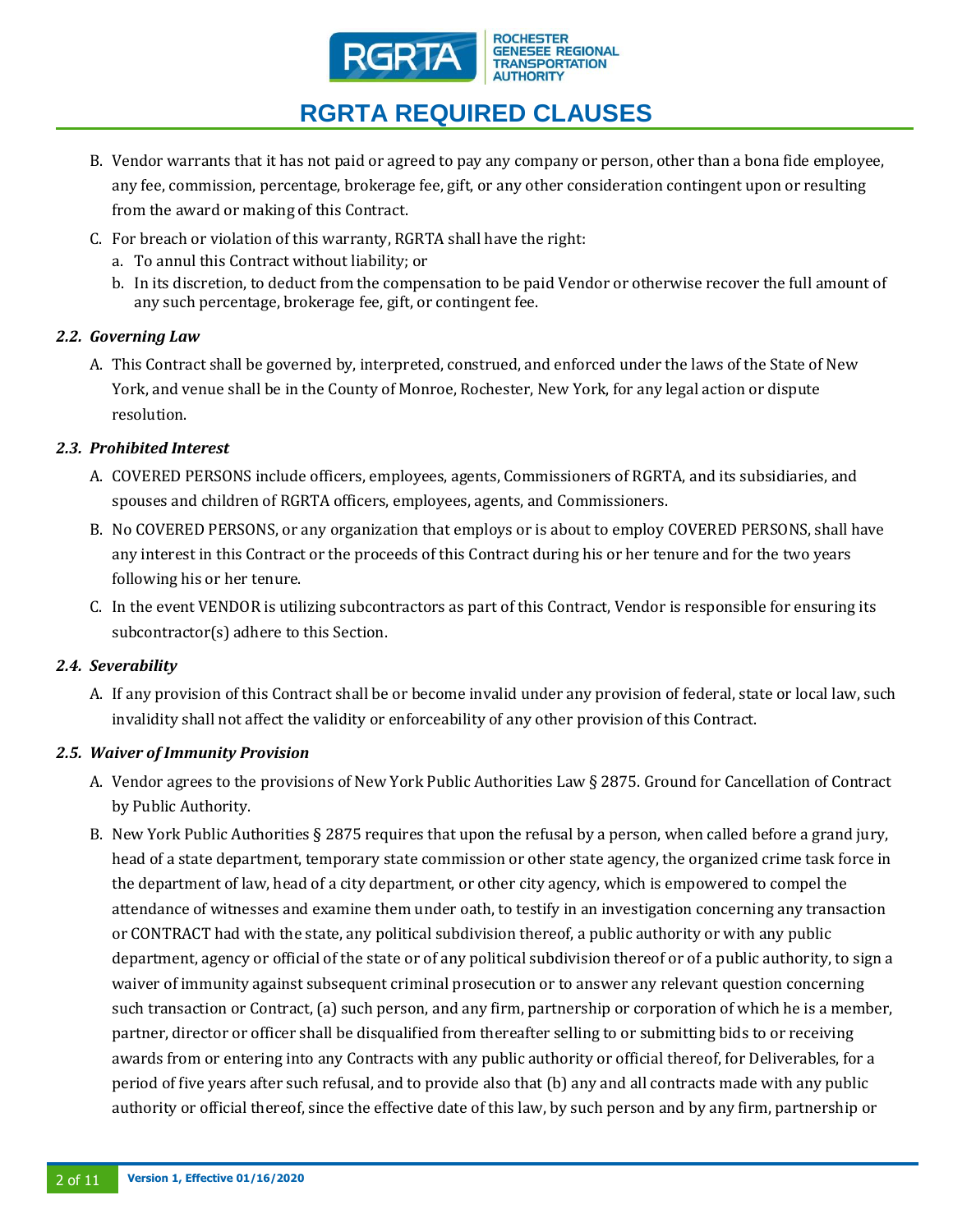B. Vendor warrants that it has not paid or agreed to pay any company or person, other than a bona fide employee, any fee, commission, percentage, brokerage fee, gift, or any other consideration contingent upon or resulting from the award or making of this Contract.

C. For breach or violation of this warranty, RGRTA shall have the right:

   a. To annul this Contract without liability; or
   b. In its discretion, to deduct from the compensation to be paid Vendor or otherwise recover the full amount of any such percentage, brokerage fee, gift, or contingent fee.

### *2.2. Governing Law*

A. This Contract shall be governed by, interpreted, construed, and enforced under the laws of the State of New York, and venue shall be in the County of Monroe, Rochester, New York, for any legal action or dispute resolution.

### *2.3. Prohibited Interest*

A. COVERED PERSONS include officers, employees, agents, Commissioners of RGRTA, and its subsidiaries, and spouses and children of RGRTA officers, employees, agents, and Commissioners.

B. No COVERED PERSONS, or any organization that employs or is about to employ COVERED PERSONS, shall have any interest in this Contract or the proceeds of this Contract during his or her tenure and for the two years following his or her tenure.

C. In the event VENDOR is utilizing subcontractors as part of this Contract, Vendor is responsible for ensuring its subcontractor(s) adhere to this Section.

### *2.4. Severability*

A. If any provision of this Contract shall be or become invalid under any provision of federal, state or local law, such invalidity shall not affect the validity or enforceability of any other provision of this Contract.

### *2.5. Waiver of Immunity Provision*

A. Vendor agrees to the provisions of New York Public Authorities Law § 2875. Ground for Cancellation of Contract by Public Authority.

B. New York Public Authorities § 2875 requires that upon the refusal by a person, when called before a grand jury, head of a state department, temporary state commission or other state agency, the organized crime task force in the department of law, head of a city department, or other city agency, which is empowered to compel the attendance of witnesses and examine them under oath, to testify in an investigation concerning any transaction or CONTRACT had with the state, any political subdivision thereof, a public authority or with any public department, agency or official of the state or of any political subdivision thereof or of a public authority, to sign a waiver of immunity against subsequent criminal prosecution or to answer any relevant question concerning such transaction or Contract, (a) such person, and any firm, partnership or corporation of which he is a member, partner, director or officer shall be disqualified from thereafter selling to or submitting bids to or receiving awards from or entering into any Contracts with any public authority or official thereof, for Deliverables, for a period of five years after such refusal, and to provide also that (b) any and all contracts made with any public authority or official thereof, since the effective date of this law, by such person and by any firm, partnership or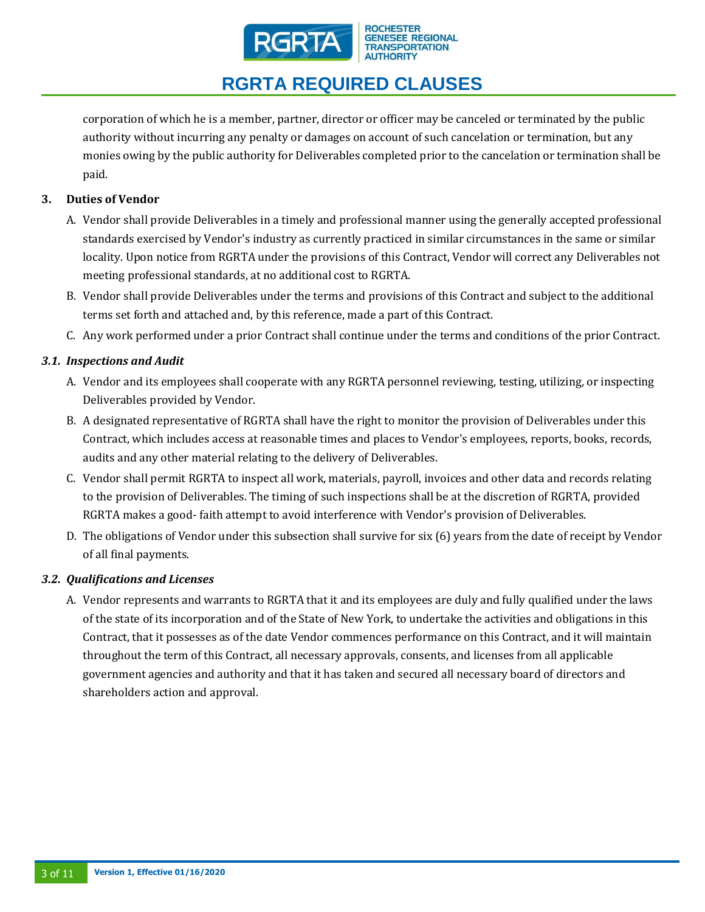corporation of which he is a member, partner, director or officer may be canceled or terminated by the public authority without incurring any penalty or damages on account of such cancelation or termination, but any monies owing by the public authority for Deliverables completed prior to the cancelation or termination shall be paid.

## 3. Duties of Vendor

A. Vendor shall provide Deliverables in a timely and professional manner using the generally accepted professional standards exercised by Vendor's industry as currently practiced in similar circumstances in the same or similar locality. Upon notice from RGRTA under the provisions of this Contract, Vendor will correct any Deliverables not meeting professional standards, at no additional cost to RGRTA.

B. Vendor shall provide Deliverables under the terms and provisions of this Contract and subject to the additional terms set forth and attached and, by this reference, made a part of this Contract.

C. Any work performed under a prior Contract shall continue under the terms and conditions of the prior Contract.

### *3.1. Inspections and Audit*

A. Vendor and its employees shall cooperate with any RGRTA personnel reviewing, testing, utilizing, or inspecting Deliverables provided by Vendor.

B. A designated representative of RGRTA shall have the right to monitor the provision of Deliverables under this Contract, which includes access at reasonable times and places to Vendor's employees, reports, books, records, audits and any other material relating to the delivery of Deliverables.

C. Vendor shall permit RGRTA to inspect all work, materials, payroll, invoices and other data and records relating to the provision of Deliverables. The timing of such inspections shall be at the discretion of RGRTA, provided RGRTA makes a good- faith attempt to avoid interference with Vendor's provision of Deliverables.

D. The obligations of Vendor under this subsection shall survive for six (6) years from the date of receipt by Vendor of all final payments.

### *3.2. Qualifications and Licenses*

A. Vendor represents and warrants to RGRTA that it and its employees are duly and fully qualified under the laws of the state of its incorporation and of the State of New York, to undertake the activities and obligations in this Contract, that it possesses as of the date Vendor commences performance on this Contract, and it will maintain throughout the term of this Contract, all necessary approvals, consents, and licenses from all applicable government agencies and authority and that it has taken and secured all necessary board of directors and shareholders action and approval.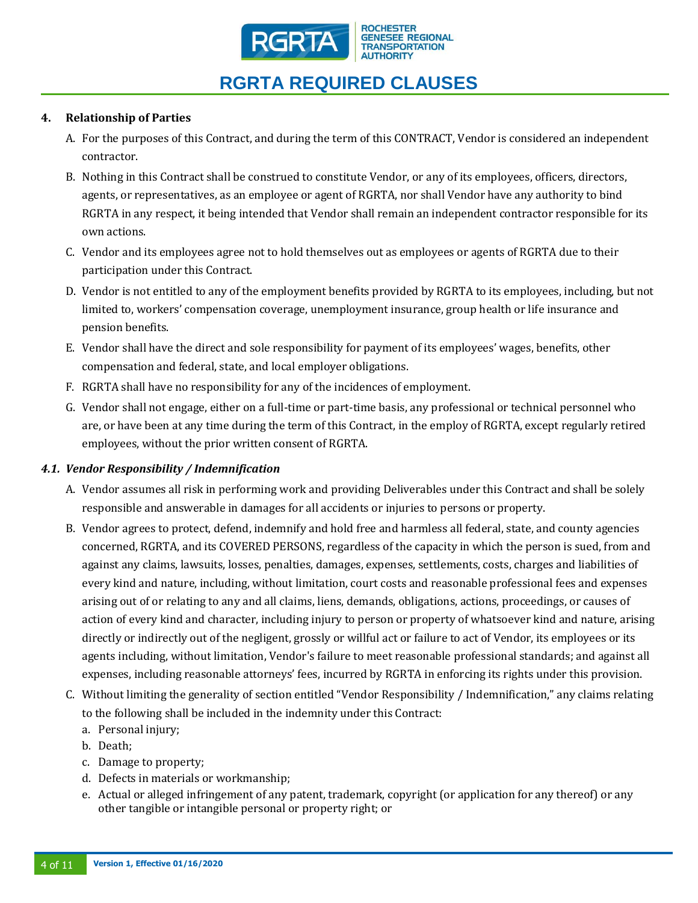### 4. Relationship of Parties

A. For the purposes of this Contract, and during the term of this CONTRACT, Vendor is considered an independent contractor.

B. Nothing in this Contract shall be construed to constitute Vendor, or any of its employees, officers, directors, agents, or representatives, as an employee or agent of RGRTA, nor shall Vendor have any authority to bind RGRTA in any respect, it being intended that Vendor shall remain an independent contractor responsible for its own actions.

C. Vendor and its employees agree not to hold themselves out as employees or agents of RGRTA due to their participation under this Contract.

D. Vendor is not entitled to any of the employment benefits provided by RGRTA to its employees, including, but not limited to, workers' compensation coverage, unemployment insurance, group health or life insurance and pension benefits.

E. Vendor shall have the direct and sole responsibility for payment of its employees' wages, benefits, other compensation and federal, state, and local employer obligations.

F. RGRTA shall have no responsibility for any of the incidences of employment.

G. Vendor shall not engage, either on a full-time or part-time basis, any professional or technical personnel who are, or have been at any time during the term of this Contract, in the employ of RGRTA, except regularly retired employees, without the prior written consent of RGRTA.

### *4.1. Vendor Responsibility / Indemnification*

A. Vendor assumes all risk in performing work and providing Deliverables under this Contract and shall be solely responsible and answerable in damages for all accidents or injuries to persons or property.

B. Vendor agrees to protect, defend, indemnify and hold free and harmless all federal, state, and county agencies concerned, RGRTA, and its COVERED PERSONS, regardless of the capacity in which the person is sued, from and against any claims, lawsuits, losses, penalties, damages, expenses, settlements, costs, charges and liabilities of every kind and nature, including, without limitation, court costs and reasonable professional fees and expenses arising out of or relating to any and all claims, liens, demands, obligations, actions, proceedings, or causes of action of every kind and character, including injury to person or property of whatsoever kind and nature, arising directly or indirectly out of the negligent, grossly or willful act or failure to act of Vendor, its employees or its agents including, without limitation, Vendor's failure to meet reasonable professional standards; and against all expenses, including reasonable attorneys' fees, incurred by RGRTA in enforcing its rights under this provision.

C. Without limiting the generality of section entitled "Vendor Responsibility / Indemnification," any claims relating to the following shall be included in the indemnity under this Contract:

   a. Personal injury;
   b. Death;
   c. Damage to property;
   d. Defects in materials or workmanship;
   e. Actual or alleged infringement of any patent, trademark, copyright (or application for any thereof) or any other tangible or intangible personal or property right; or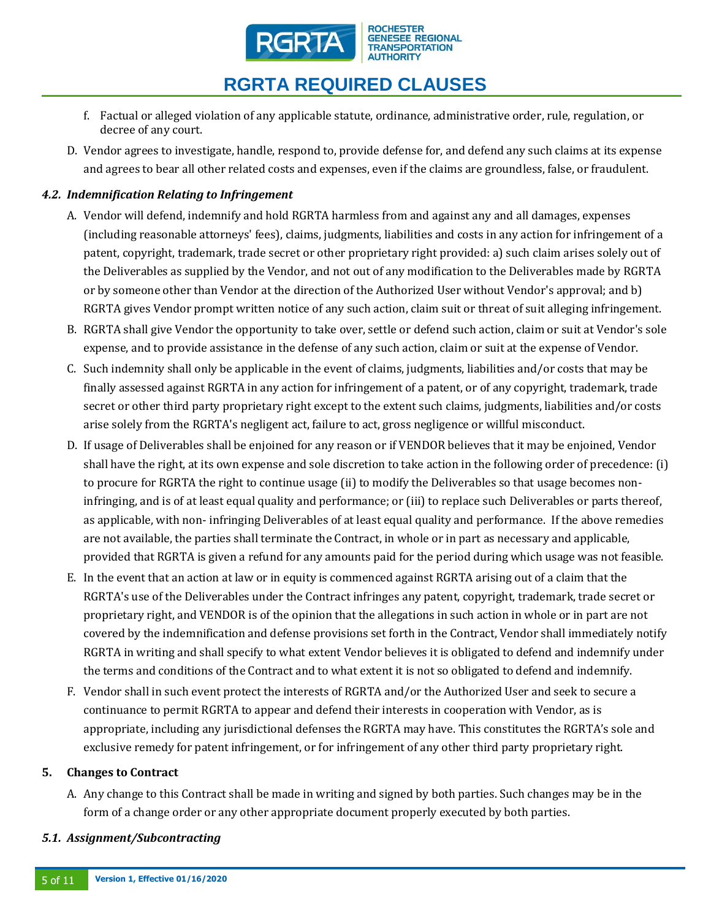f. Factual or alleged violation of any applicable statute, ordinance, administrative order, rule, regulation, or decree of any court.

D. Vendor agrees to investigate, handle, respond to, provide defense for, and defend any such claims at its expense and agrees to bear all other related costs and expenses, even if the claims are groundless, false, or fraudulent.

### *4.2. Indemnification Relating to Infringement*

A. Vendor will defend, indemnify and hold RGRTA harmless from and against any and all damages, expenses (including reasonable attorneys' fees), claims, judgments, liabilities and costs in any action for infringement of a patent, copyright, trademark, trade secret or other proprietary right provided: a) such claim arises solely out of the Deliverables as supplied by the Vendor, and not out of any modification to the Deliverables made by RGRTA or by someone other than Vendor at the direction of the Authorized User without Vendor's approval; and b) RGRTA gives Vendor prompt written notice of any such action, claim suit or threat of suit alleging infringement.

B. RGRTA shall give Vendor the opportunity to take over, settle or defend such action, claim or suit at Vendor's sole expense, and to provide assistance in the defense of any such action, claim or suit at the expense of Vendor.

C. Such indemnity shall only be applicable in the event of claims, judgments, liabilities and/or costs that may be finally assessed against RGRTA in any action for infringement of a patent, or of any copyright, trademark, trade secret or other third party proprietary right except to the extent such claims, judgments, liabilities and/or costs arise solely from the RGRTA's negligent act, failure to act, gross negligence or willful misconduct.

D. If usage of Deliverables shall be enjoined for any reason or if VENDOR believes that it may be enjoined, Vendor shall have the right, at its own expense and sole discretion to take action in the following order of precedence: (i) to procure for RGRTA the right to continue usage (ii) to modify the Deliverables so that usage becomes non-infringing, and is of at least equal quality and performance; or (iii) to replace such Deliverables or parts thereof, as applicable, with non- infringing Deliverables of at least equal quality and performance. If the above remedies are not available, the parties shall terminate the Contract, in whole or in part as necessary and applicable, provided that RGRTA is given a refund for any amounts paid for the period during which usage was not feasible.

E. In the event that an action at law or in equity is commenced against RGRTA arising out of a claim that the RGRTA's use of the Deliverables under the Contract infringes any patent, copyright, trademark, trade secret or proprietary right, and VENDOR is of the opinion that the allegations in such action in whole or in part are not covered by the indemnification and defense provisions set forth in the Contract, Vendor shall immediately notify RGRTA in writing and shall specify to what extent Vendor believes it is obligated to defend and indemnify under the terms and conditions of the Contract and to what extent it is not so obligated to defend and indemnify.

F. Vendor shall in such event protect the interests of RGRTA and/or the Authorized User and seek to secure a continuance to permit RGRTA to appear and defend their interests in cooperation with Vendor, as is appropriate, including any jurisdictional defenses the RGRTA may have. This constitutes the RGRTA's sole and exclusive remedy for patent infringement, or for infringement of any other third party proprietary right.

## 5. Changes to Contract

A. Any change to this Contract shall be made in writing and signed by both parties. Such changes may be in the form of a change order or any other appropriate document properly executed by both parties.

### *5.1. Assignment/Subcontracting*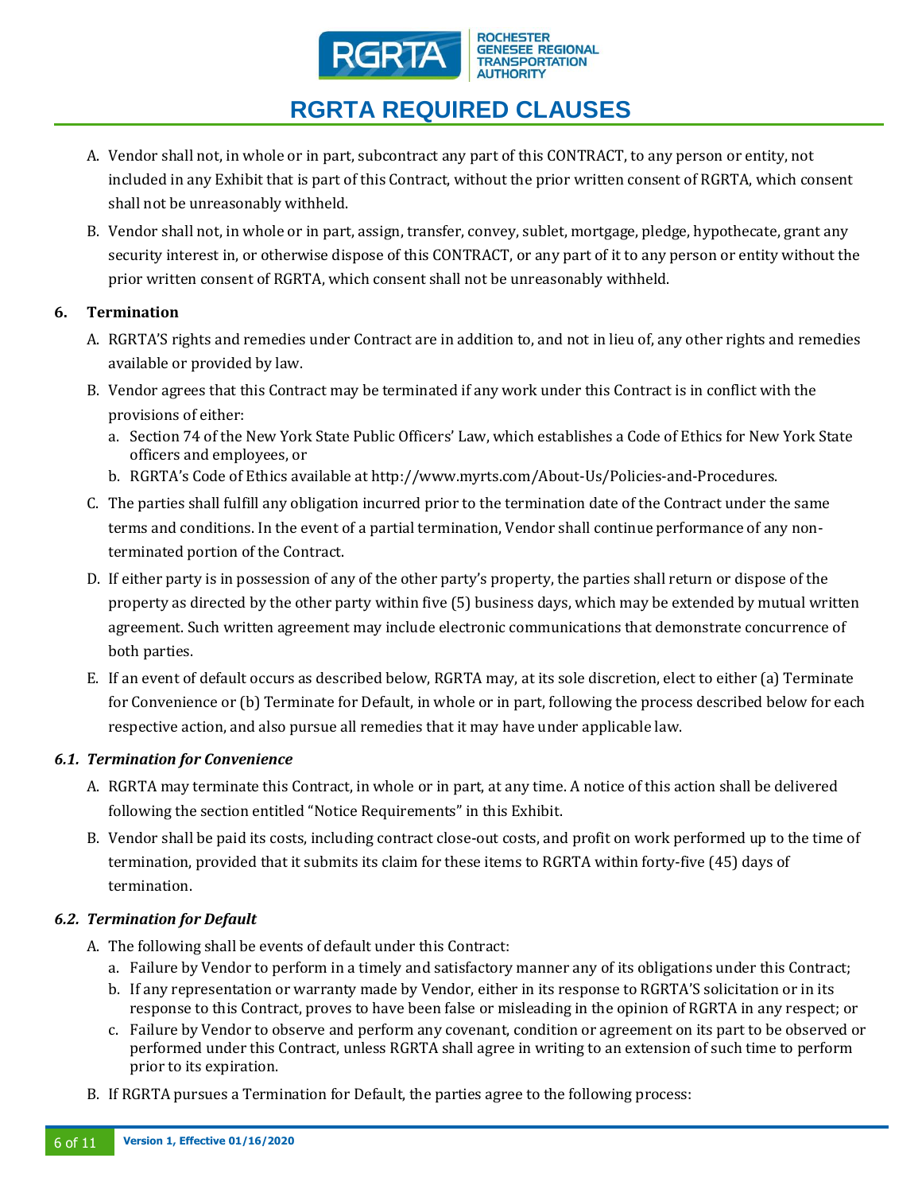A. Vendor shall not, in whole or in part, subcontract any part of this CONTRACT, to any person or entity, not included in any Exhibit that is part of this Contract, without the prior written consent of RGRTA, which consent shall not be unreasonably withheld.

B. Vendor shall not, in whole or in part, assign, transfer, convey, sublet, mortgage, pledge, hypothecate, grant any security interest in, or otherwise dispose of this CONTRACT, or any part of it to any person or entity without the prior written consent of RGRTA, which consent shall not be unreasonably withheld.

## 6. Termination

A. RGRTA'S rights and remedies under Contract are in addition to, and not in lieu of, any other rights and remedies available or provided by law.

B. Vendor agrees that this Contract may be terminated if any work under this Contract is in conflict with the provisions of either:

   a. Section 74 of the New York State Public Officers' Law, which establishes a Code of Ethics for New York State officers and employees, or
   
   b. RGRTA's Code of Ethics available at http://www.myrts.com/About-Us/Policies-and-Procedures.

C. The parties shall fulfill any obligation incurred prior to the termination date of the Contract under the same terms and conditions. In the event of a partial termination, Vendor shall continue performance of any non-terminated portion of the Contract.

D. If either party is in possession of any of the other party's property, the parties shall return or dispose of the property as directed by the other party within five (5) business days, which may be extended by mutual written agreement. Such written agreement may include electronic communications that demonstrate concurrence of both parties.

E. If an event of default occurs as described below, RGRTA may, at its sole discretion, elect to either (a) Terminate for Convenience or (b) Terminate for Default, in whole or in part, following the process described below for each respective action, and also pursue all remedies that it may have under applicable law.

### *6.1. Termination for Convenience*

A. RGRTA may terminate this Contract, in whole or in part, at any time. A notice of this action shall be delivered following the section entitled "Notice Requirements" in this Exhibit.

B. Vendor shall be paid its costs, including contract close-out costs, and profit on work performed up to the time of termination, provided that it submits its claim for these items to RGRTA within forty-five (45) days of termination.

### *6.2. Termination for Default*

A. The following shall be events of default under this Contract:

   a. Failure by Vendor to perform in a timely and satisfactory manner any of its obligations under this Contract;
   
   b. If any representation or warranty made by Vendor, either in its response to RGRTA'S solicitation or in its response to this Contract, proves to have been false or misleading in the opinion of RGRTA in any respect; or
   
   c. Failure by Vendor to observe and perform any covenant, condition or agreement on its part to be observed or performed under this Contract, unless RGRTA shall agree in writing to an extension of such time to perform prior to its expiration.

B. If RGRTA pursues a Termination for Default, the parties agree to the following process: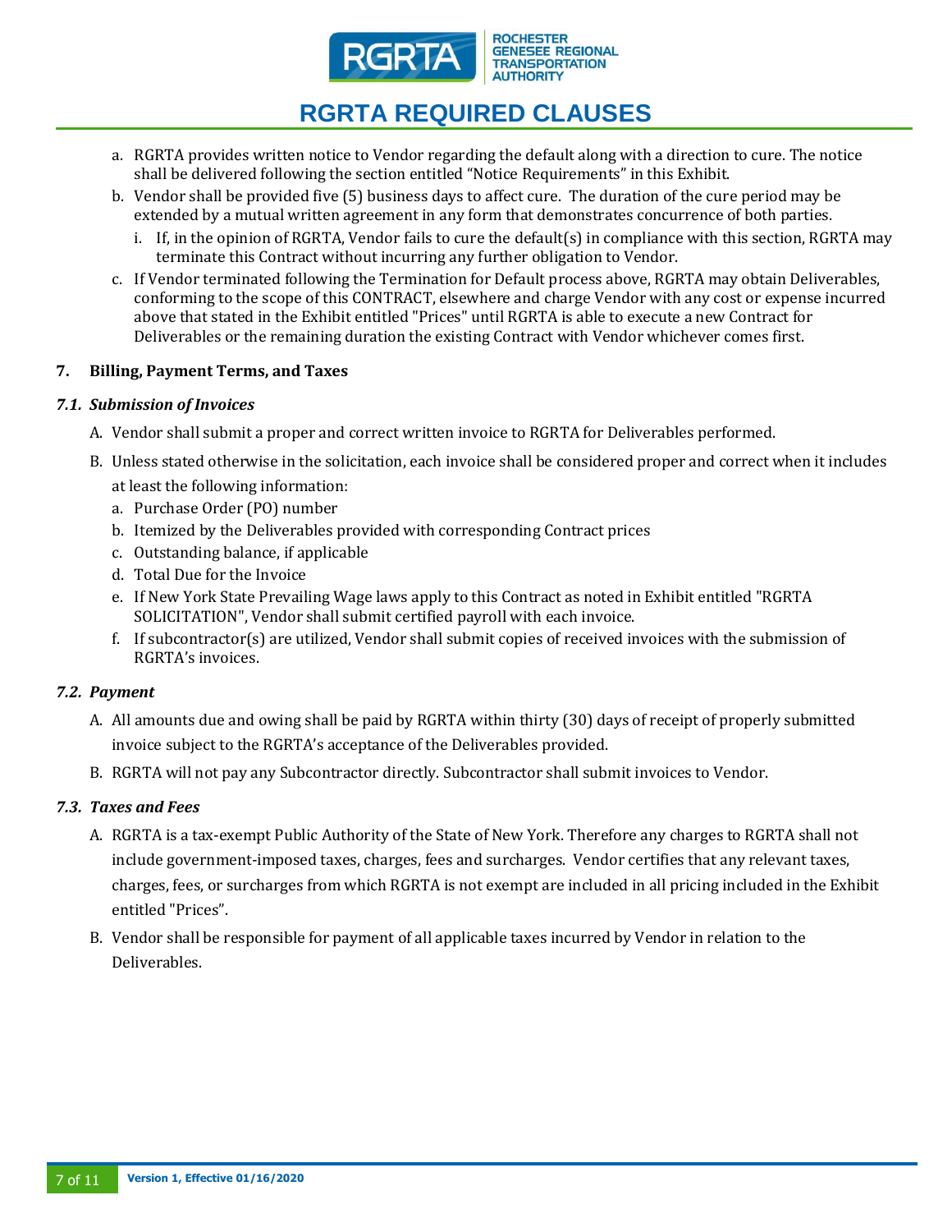a. RGRTA provides written notice to Vendor regarding the default along with a direction to cure. The notice shall be delivered following the section entitled "Notice Requirements" in this Exhibit.
b. Vendor shall be provided five (5) business days to affect cure. The duration of the cure period may be extended by a mutual written agreement in any form that demonstrates concurrence of both parties.
   i. If, in the opinion of RGRTA, Vendor fails to cure the default(s) in compliance with this section, RGRTA may terminate this Contract without incurring any further obligation to Vendor.
c. If Vendor terminated following the Termination for Default process above, RGRTA may obtain Deliverables, conforming to the scope of this CONTRACT, elsewhere and charge Vendor with any cost or expense incurred above that stated in the Exhibit entitled "Prices" until RGRTA is able to execute a new Contract for Deliverables or the remaining duration the existing Contract with Vendor whichever comes first.

## 7. Billing, Payment Terms, and Taxes

### *7.1. Submission of Invoices*

A. Vendor shall submit a proper and correct written invoice to RGRTA for Deliverables performed.

B. Unless stated otherwise in the solicitation, each invoice shall be considered proper and correct when it includes at least the following information:
   a. Purchase Order (PO) number
   b. Itemized by the Deliverables provided with corresponding Contract prices
   c. Outstanding balance, if applicable
   d. Total Due for the Invoice
   e. If New York State Prevailing Wage laws apply to this Contract as noted in Exhibit entitled "RGRTA SOLICITATION", Vendor shall submit certified payroll with each invoice.
   f. If subcontractor(s) are utilized, Vendor shall submit copies of received invoices with the submission of RGRTA's invoices.

### *7.2. Payment*

A. All amounts due and owing shall be paid by RGRTA within thirty (30) days of receipt of properly submitted invoice subject to the RGRTA's acceptance of the Deliverables provided.

B. RGRTA will not pay any Subcontractor directly. Subcontractor shall submit invoices to Vendor.

### *7.3. Taxes and Fees*

A. RGRTA is a tax-exempt Public Authority of the State of New York. Therefore any charges to RGRTA shall not include government-imposed taxes, charges, fees and surcharges. Vendor certifies that any relevant taxes, charges, fees, or surcharges from which RGRTA is not exempt are included in all pricing included in the Exhibit entitled "Prices".

B. Vendor shall be responsible for payment of all applicable taxes incurred by Vendor in relation to the Deliverables.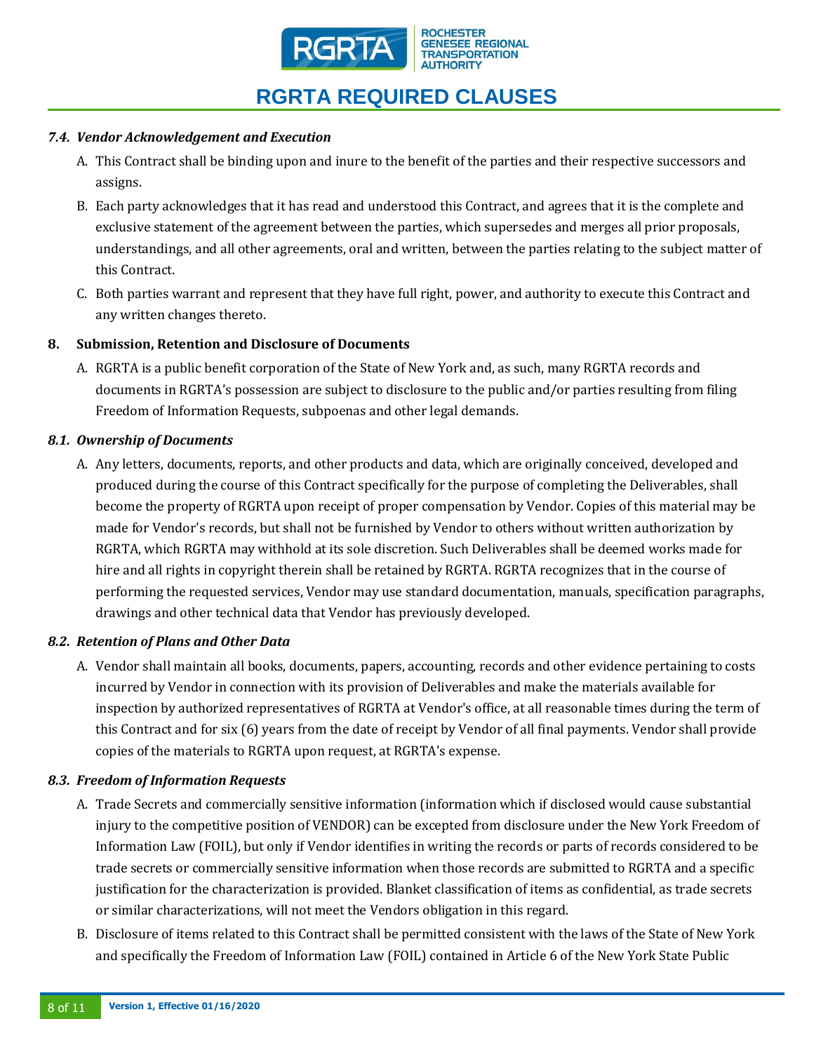### *7.4. Vendor Acknowledgement and Execution*

A. This Contract shall be binding upon and inure to the benefit of the parties and their respective successors and assigns.

B. Each party acknowledges that it has read and understood this Contract, and agrees that it is the complete and exclusive statement of the agreement between the parties, which supersedes and merges all prior proposals, understandings, and all other agreements, oral and written, between the parties relating to the subject matter of this Contract.

C. Both parties warrant and represent that they have full right, power, and authority to execute this Contract and any written changes thereto.

## 8. Submission, Retention and Disclosure of Documents

A. RGRTA is a public benefit corporation of the State of New York and, as such, many RGRTA records and documents in RGRTA's possession are subject to disclosure to the public and/or parties resulting from filing Freedom of Information Requests, subpoenas and other legal demands.

### *8.1. Ownership of Documents*

A. Any letters, documents, reports, and other products and data, which are originally conceived, developed and produced during the course of this Contract specifically for the purpose of completing the Deliverables, shall become the property of RGRTA upon receipt of proper compensation by Vendor. Copies of this material may be made for Vendor's records, but shall not be furnished by Vendor to others without written authorization by RGRTA, which RGRTA may withhold at its sole discretion. Such Deliverables shall be deemed works made for hire and all rights in copyright therein shall be retained by RGRTA. RGRTA recognizes that in the course of performing the requested services, Vendor may use standard documentation, manuals, specification paragraphs, drawings and other technical data that Vendor has previously developed.

### *8.2. Retention of Plans and Other Data*

A. Vendor shall maintain all books, documents, papers, accounting, records and other evidence pertaining to costs incurred by Vendor in connection with its provision of Deliverables and make the materials available for inspection by authorized representatives of RGRTA at Vendor's office, at all reasonable times during the term of this Contract and for six (6) years from the date of receipt by Vendor of all final payments. Vendor shall provide copies of the materials to RGRTA upon request, at RGRTA's expense.

### *8.3. Freedom of Information Requests*

A. Trade Secrets and commercially sensitive information (information which if disclosed would cause substantial injury to the competitive position of VENDOR) can be excepted from disclosure under the New York Freedom of Information Law (FOIL), but only if Vendor identifies in writing the records or parts of records considered to be trade secrets or commercially sensitive information when those records are submitted to RGRTA and a specific justification for the characterization is provided. Blanket classification of items as confidential, as trade secrets or similar characterizations, will not meet the Vendors obligation in this regard.

B. Disclosure of items related to this Contract shall be permitted consistent with the laws of the State of New York and specifically the Freedom of Information Law (FOIL) contained in Article 6 of the New York State Public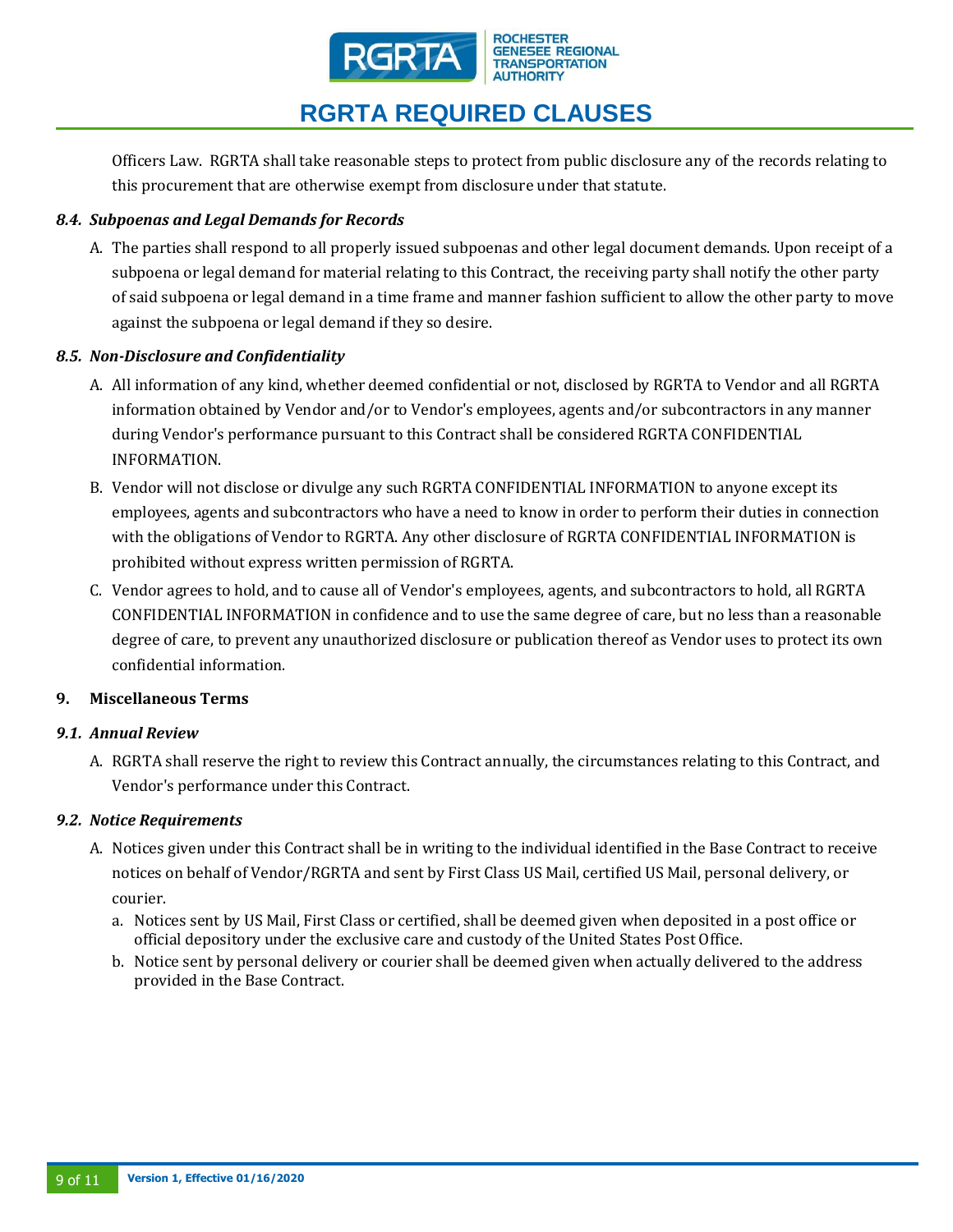Officers Law. RGRTA shall take reasonable steps to protect from public disclosure any of the records relating to this procurement that are otherwise exempt from disclosure under that statute.

### *8.4. Subpoenas and Legal Demands for Records*

A. The parties shall respond to all properly issued subpoenas and other legal document demands. Upon receipt of a subpoena or legal demand for material relating to this Contract, the receiving party shall notify the other party of said subpoena or legal demand in a time frame and manner fashion sufficient to allow the other party to move against the subpoena or legal demand if they so desire.

### *8.5. Non-Disclosure and Confidentiality*

A. All information of any kind, whether deemed confidential or not, disclosed by RGRTA to Vendor and all RGRTA information obtained by Vendor and/or to Vendor's employees, agents and/or subcontractors in any manner during Vendor's performance pursuant to this Contract shall be considered RGRTA CONFIDENTIAL INFORMATION.

B. Vendor will not disclose or divulge any such RGRTA CONFIDENTIAL INFORMATION to anyone except its employees, agents and subcontractors who have a need to know in order to perform their duties in connection with the obligations of Vendor to RGRTA. Any other disclosure of RGRTA CONFIDENTIAL INFORMATION is prohibited without express written permission of RGRTA.

C. Vendor agrees to hold, and to cause all of Vendor's employees, agents, and subcontractors to hold, all RGRTA CONFIDENTIAL INFORMATION in confidence and to use the same degree of care, but no less than a reasonable degree of care, to prevent any unauthorized disclosure or publication thereof as Vendor uses to protect its own confidential information.

## 9. Miscellaneous Terms

### *9.1. Annual Review*

A. RGRTA shall reserve the right to review this Contract annually, the circumstances relating to this Contract, and Vendor's performance under this Contract.

### *9.2. Notice Requirements*

A. Notices given under this Contract shall be in writing to the individual identified in the Base Contract to receive notices on behalf of Vendor/RGRTA and sent by First Class US Mail, certified US Mail, personal delivery, or courier.

   a. Notices sent by US Mail, First Class or certified, shall be deemed given when deposited in a post office or official depository under the exclusive care and custody of the United States Post Office.

   b. Notice sent by personal delivery or courier shall be deemed given when actually delivered to the address provided in the Base Contract.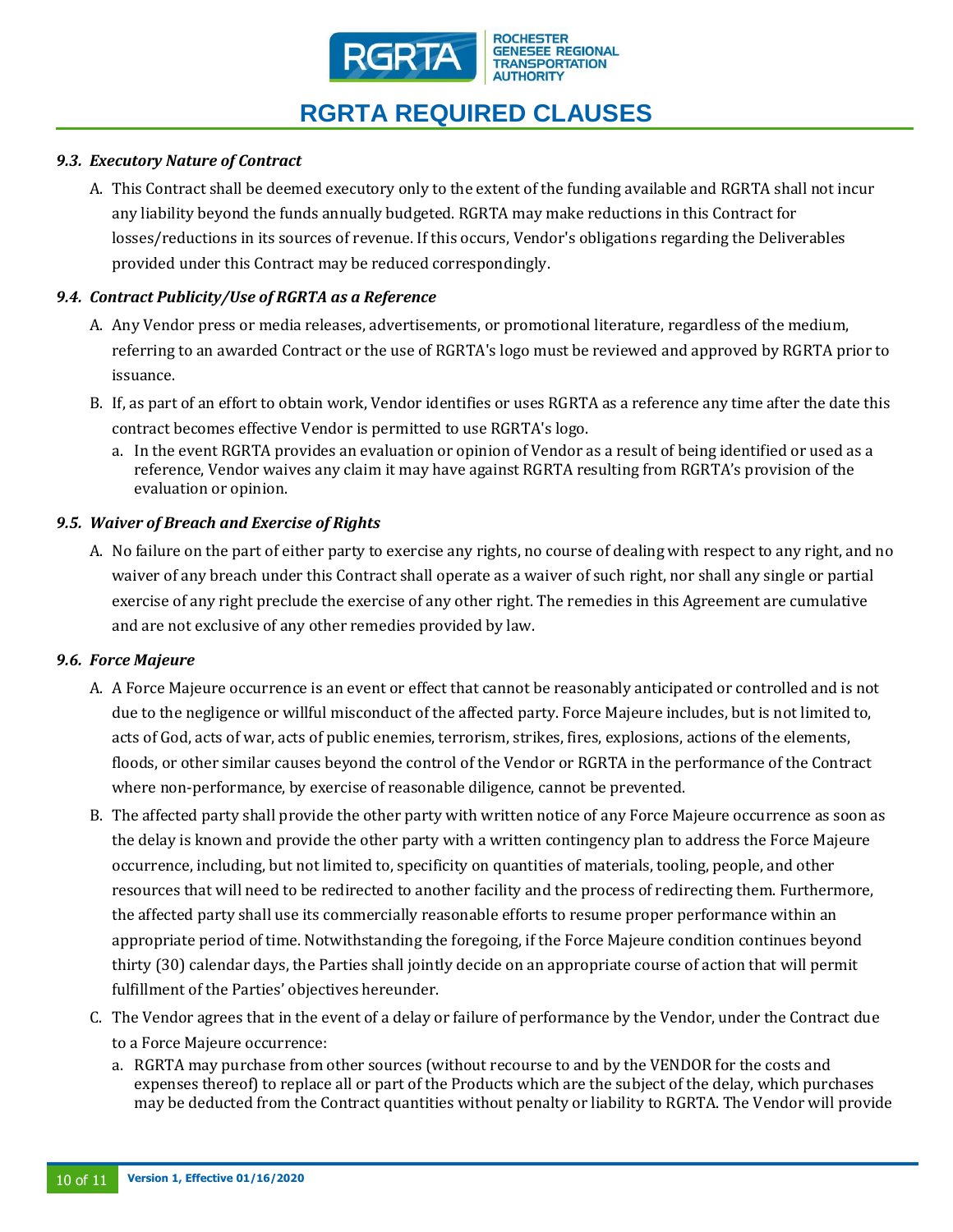### 9.3. *Executory Nature of Contract*

A. This Contract shall be deemed executory only to the extent of the funding available and RGRTA shall not incur any liability beyond the funds annually budgeted. RGRTA may make reductions in this Contract for losses/reductions in its sources of revenue. If this occurs, Vendor's obligations regarding the Deliverables provided under this Contract may be reduced correspondingly.

### 9.4. *Contract Publicity/Use of RGRTA as a Reference*

A. Any Vendor press or media releases, advertisements, or promotional literature, regardless of the medium, referring to an awarded Contract or the use of RGRTA's logo must be reviewed and approved by RGRTA prior to issuance.

B. If, as part of an effort to obtain work, Vendor identifies or uses RGRTA as a reference any time after the date this contract becomes effective Vendor is permitted to use RGRTA's logo.

   a. In the event RGRTA provides an evaluation or opinion of Vendor as a result of being identified or used as a reference, Vendor waives any claim it may have against RGRTA resulting from RGRTA's provision of the evaluation or opinion.

### 9.5. *Waiver of Breach and Exercise of Rights*

A. No failure on the part of either party to exercise any rights, no course of dealing with respect to any right, and no waiver of any breach under this Contract shall operate as a waiver of such right, nor shall any single or partial exercise of any right preclude the exercise of any other right. The remedies in this Agreement are cumulative and are not exclusive of any other remedies provided by law.

### 9.6. *Force Majeure*

A. A Force Majeure occurrence is an event or effect that cannot be reasonably anticipated or controlled and is not due to the negligence or willful misconduct of the affected party. Force Majeure includes, but is not limited to, acts of God, acts of war, acts of public enemies, terrorism, strikes, fires, explosions, actions of the elements, floods, or other similar causes beyond the control of the Vendor or RGRTA in the performance of the Contract where non-performance, by exercise of reasonable diligence, cannot be prevented.

B. The affected party shall provide the other party with written notice of any Force Majeure occurrence as soon as the delay is known and provide the other party with a written contingency plan to address the Force Majeure occurrence, including, but not limited to, specificity on quantities of materials, tooling, people, and other resources that will need to be redirected to another facility and the process of redirecting them. Furthermore, the affected party shall use its commercially reasonable efforts to resume proper performance within an appropriate period of time. Notwithstanding the foregoing, if the Force Majeure condition continues beyond thirty (30) calendar days, the Parties shall jointly decide on an appropriate course of action that will permit fulfillment of the Parties' objectives hereunder.

C. The Vendor agrees that in the event of a delay or failure of performance by the Vendor, under the Contract due to a Force Majeure occurrence:

   a. RGRTA may purchase from other sources (without recourse to and by the VENDOR for the costs and expenses thereof) to replace all or part of the Products which are the subject of the delay, which purchases may be deducted from the Contract quantities without penalty or liability to RGRTA. The Vendor will provide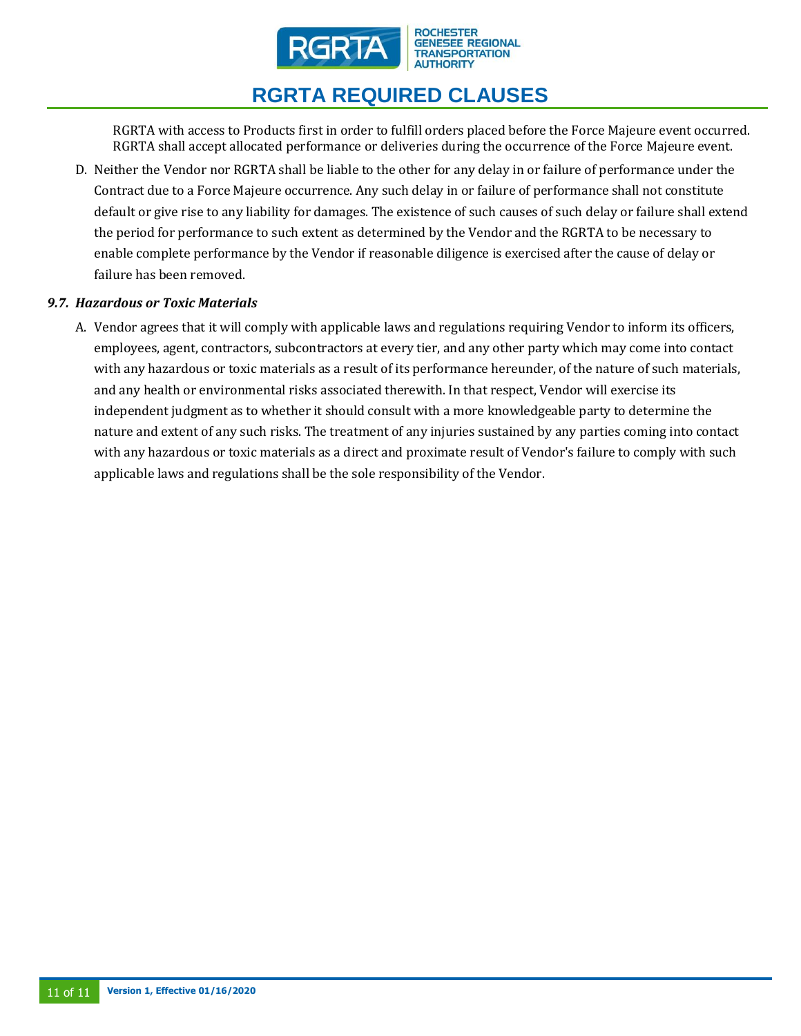RGRTA with access to Products first in order to fulfill orders placed before the Force Majeure event occurred. RGRTA shall accept allocated performance or deliveries during the occurrence of the Force Majeure event.

D. Neither the Vendor nor RGRTA shall be liable to the other for any delay in or failure of performance under the Contract due to a Force Majeure occurrence. Any such delay in or failure of performance shall not constitute default or give rise to any liability for damages. The existence of such causes of such delay or failure shall extend the period for performance to such extent as determined by the Vendor and the RGRTA to be necessary to enable complete performance by the Vendor if reasonable diligence is exercised after the cause of delay or failure has been removed.

### *9.7. Hazardous or Toxic Materials*

A. Vendor agrees that it will comply with applicable laws and regulations requiring Vendor to inform its officers, employees, agent, contractors, subcontractors at every tier, and any other party which may come into contact with any hazardous or toxic materials as a result of its performance hereunder, of the nature of such materials, and any health or environmental risks associated therewith. In that respect, Vendor will exercise its independent judgment as to whether it should consult with a more knowledgeable party to determine the nature and extent of any such risks. The treatment of any injuries sustained by any parties coming into contact with any hazardous or toxic materials as a direct and proximate result of Vendor's failure to comply with such applicable laws and regulations shall be the sole responsibility of the Vendor.